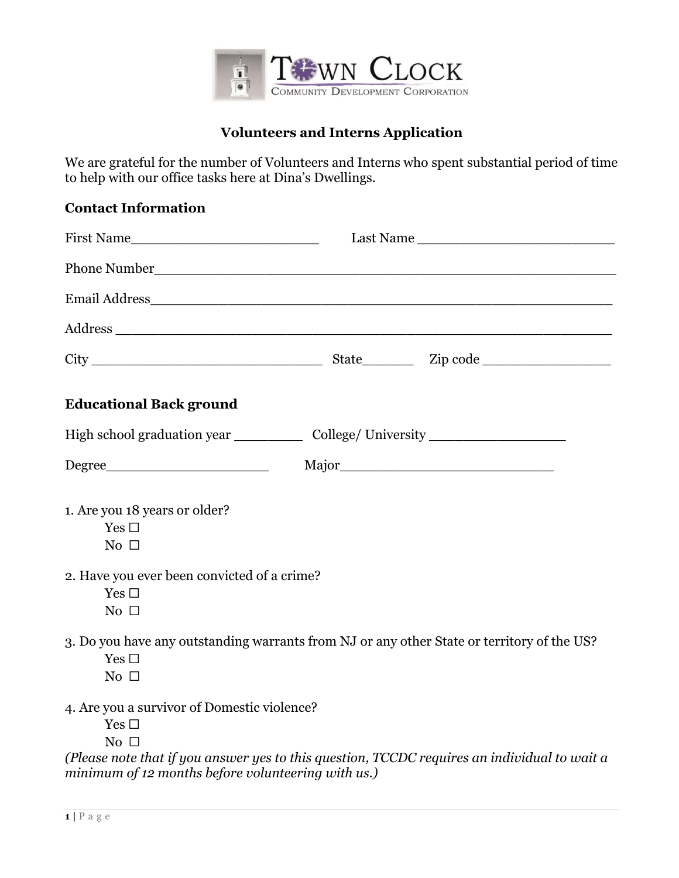TOWN CLOCK
COMMUNITY DEVELOPMENT CORPORATION

# Volunteers and Interns Application

We are grateful for the number of Volunteers and Interns who spent substantial period of time to help with our office tasks here at Dina's Dwellings.

## Contact Information

First Name______________________ Last Name ______________________

Phone Number______________________________________________________

Email Address______________________________________________________

Address __________________________________________________________

City __________________________ State______ Zip code _______________

## Educational Back ground

High school graduation year ________ College/ University ________________

Degree___________________ Major________________________

1. Are you 18 years or older?
   - Yes ☐
   - No ☐

2. Have you ever been convicted of a crime?
   - Yes ☐
   - No ☐

3. Do you have any outstanding warrants from NJ or any other State or territory of the US?
   - Yes ☐
   - No ☐

4. Are you a survivor of Domestic violence?
   - Yes ☐
   - No ☐

*(Please note that if you answer yes to this question, TCCDC requires an individual to wait a minimum of 12 months before volunteering with us.)*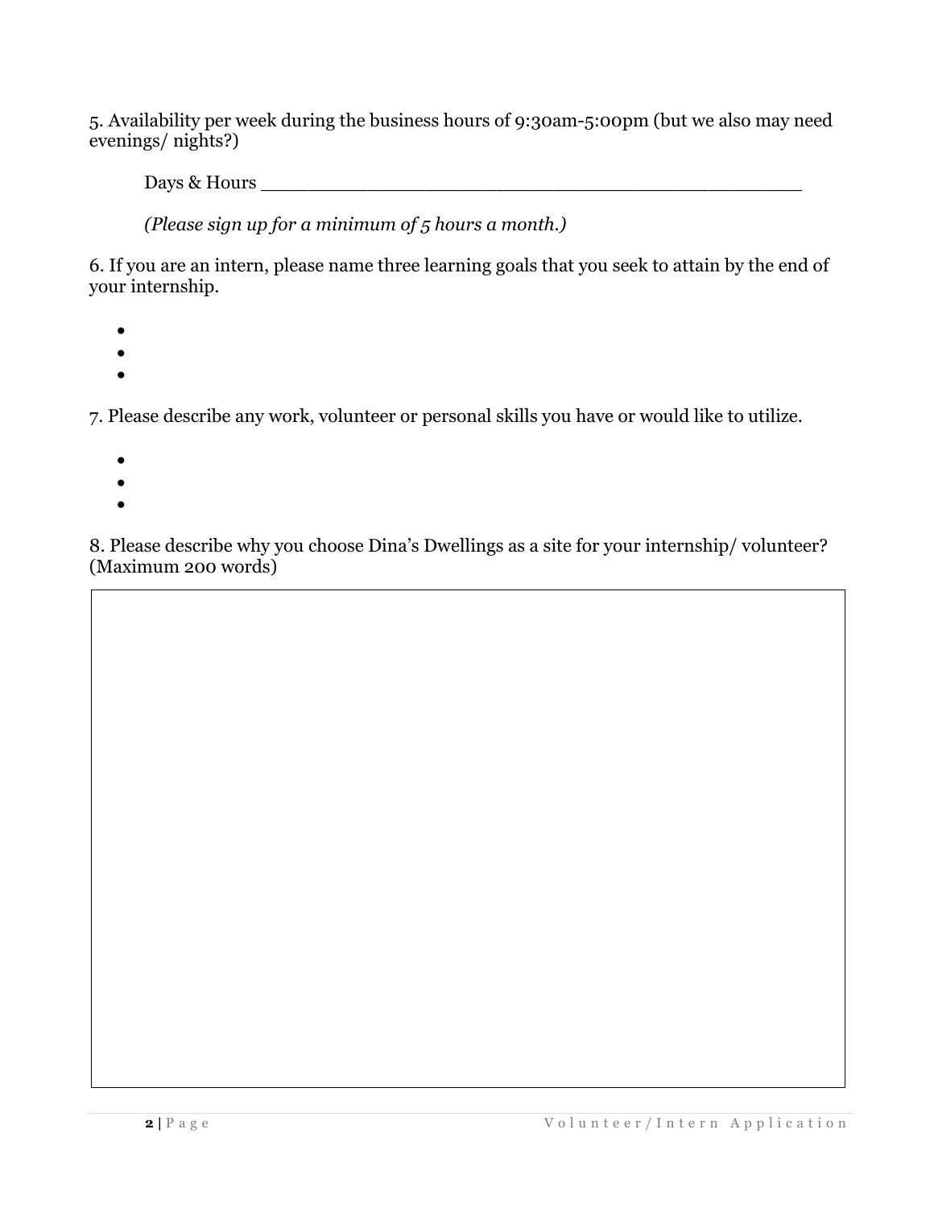5. Availability per week during the business hours of 9:30am-5:00pm (but we also may need evenings/ nights?)

Days & Hours _______________________________________________

*(Please sign up for a minimum of 5 hours a month.)*

6. If you are an intern, please name three learning goals that you seek to attain by the end of your internship.

- 
- 
- 

7. Please describe any work, volunteer or personal skills you have or would like to utilize.

- 
- 
- 

8. Please describe why you choose Dina's Dwellings as a site for your internship/ volunteer? (Maximum 200 words)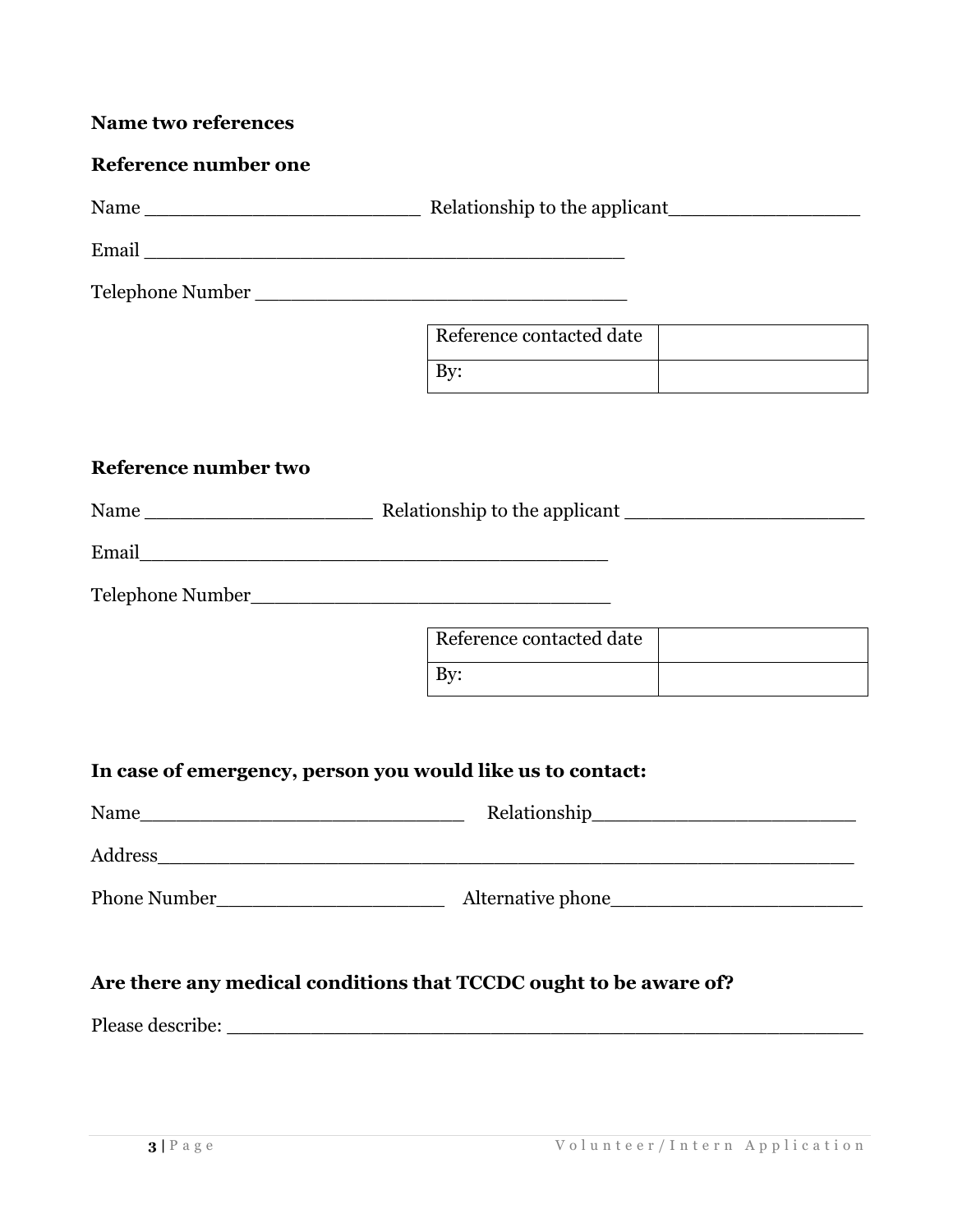**Name two references**

**Reference number one**

Name ________________________ Relationship to the applicant_________________

Email __________________________________________

Telephone Number _________________________________

| Reference contacted date | |
|---|---|
| By: | |

**Reference number two**

Name ____________________ Relationship to the applicant _____________________

Email__________________________________________

Telephone Number________________________________

| Reference contacted date | |
|---|---|
| By: | |

**In case of emergency, person you would like us to contact:**

Name____________________________ Relationship______________________

Address____________________________________________________________

Phone Number____________________ Alternative phone_____________________

**Are there any medical conditions that TCCDC ought to be aware of?**

Please describe: _______________________________________________________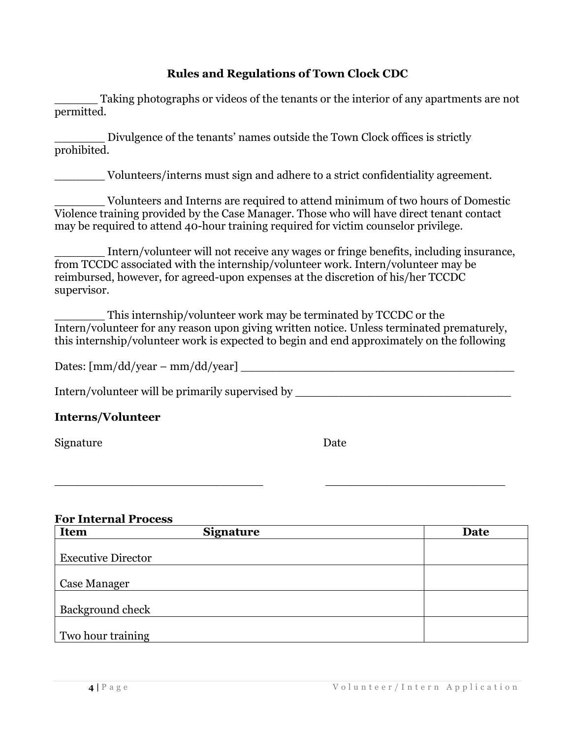## Rules and Regulations of Town Clock CDC

______ Taking photographs or videos of the tenants or the interior of any apartments are not permitted.

_______ Divulgence of the tenants' names outside the Town Clock offices is strictly prohibited.

_______ Volunteers/interns must sign and adhere to a strict confidentiality agreement.

_______ Volunteers and Interns are required to attend minimum of two hours of Domestic Violence training provided by the Case Manager. Those who will have direct tenant contact may be required to attend 40-hour training required for victim counselor privilege.

_______ Intern/volunteer will not receive any wages or fringe benefits, including insurance, from TCCDC associated with the internship/volunteer work. Intern/volunteer may be reimbursed, however, for agreed-upon expenses at the discretion of his/her TCCDC supervisor.

_______ This internship/volunteer work may be terminated by TCCDC or the Intern/volunteer for any reason upon giving written notice. Unless terminated prematurely, this internship/volunteer work is expected to begin and end approximately on the following

Dates: [mm/dd/year – mm/dd/year] ________________________________________

Intern/volunteer will be primarily supervised by _______________________________

**Interns/Volunteer**

Signature                                                Date

______________________________          __________________________

**For Internal Process**

| Item | Signature | Date |
|---|---|---|
| Executive Director | | |
| Case Manager | | |
| Background check | | |
| Two hour training | | |